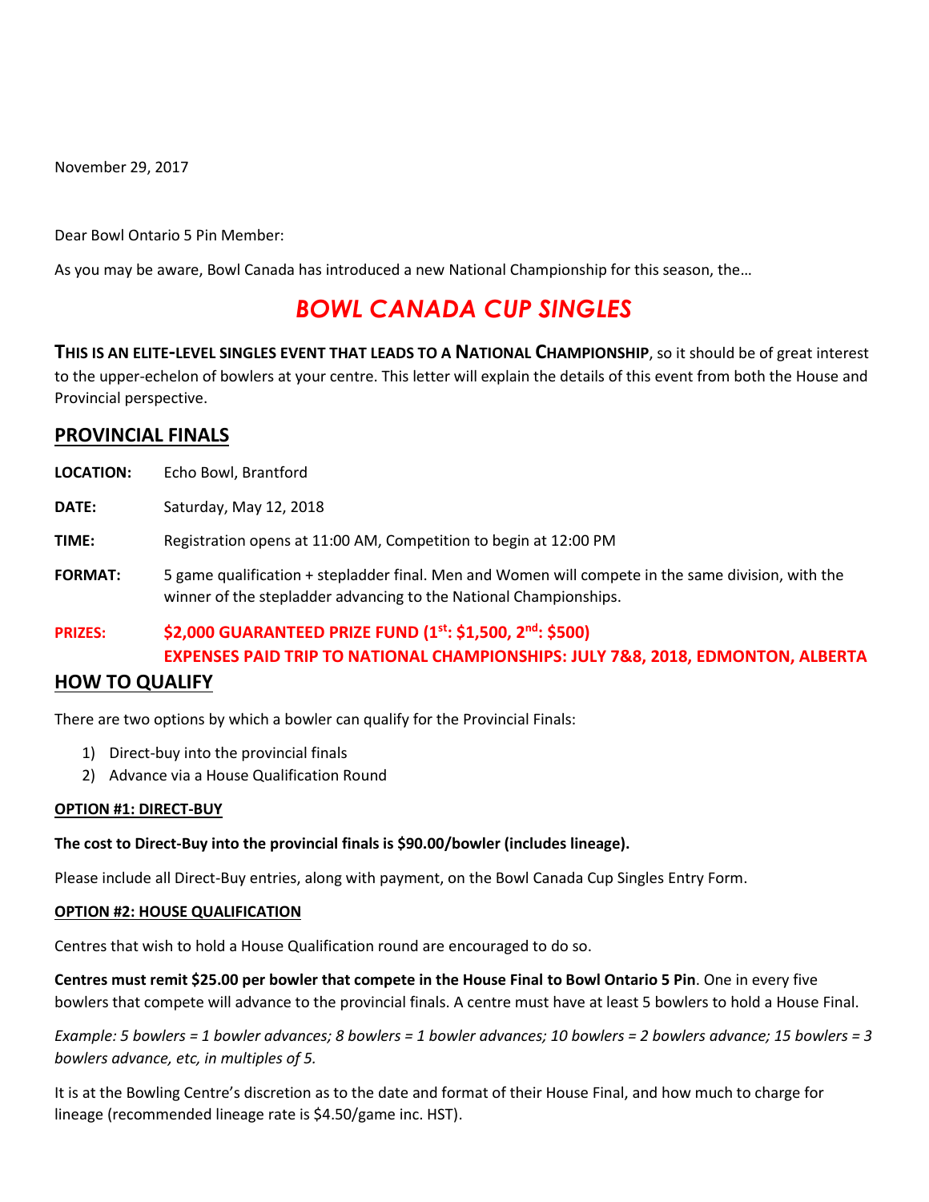November 29, 2017

Dear Bowl Ontario 5 Pin Member:

As you may be aware, Bowl Canada has introduced a new National Championship for this season, the…

# *BOWL CANADA CUP SINGLES*

**THIS IS AN ELITE-LEVEL SINGLES EVENT THAT LEADS TO A NATIONAL CHAMPIONSHIP**, so it should be of great interest to the upper-echelon of bowlers at your centre. This letter will explain the details of this event from both the House and Provincial perspective.

## PROVINCIAL FINALS

**LOCATION:** Echo Bowl, Brantford

**DATE:** Saturday, May 12, 2018

**TIME:** Registration opens at 11:00 AM, Competition to begin at 12:00 PM

**FORMAT:** 5 game qualification + stepladder final. Men and Women will compete in the same division, with the winner of the stepladder advancing to the National Championships.

**PRIZES:** **$2,000 GUARANTEED PRIZE FUND (1st: $1,500, 2nd: $500)**
**EXPENSES PAID TRIP TO NATIONAL CHAMPIONSHIPS: JULY 7&8, 2018, EDMONTON, ALBERTA**

## HOW TO QUALIFY

There are two options by which a bowler can qualify for the Provincial Finals:

1) Direct-buy into the provincial finals
2) Advance via a House Qualification Round

**OPTION #1: DIRECT-BUY**

**The cost to Direct-Buy into the provincial finals is $90.00/bowler (includes lineage).**

Please include all Direct-Buy entries, along with payment, on the Bowl Canada Cup Singles Entry Form.

**OPTION #2: HOUSE QUALIFICATION**

Centres that wish to hold a House Qualification round are encouraged to do so.

**Centres must remit $25.00 per bowler that compete in the House Final to Bowl Ontario 5 Pin**. One in every five bowlers that compete will advance to the provincial finals. A centre must have at least 5 bowlers to hold a House Final.

*Example: 5 bowlers = 1 bowler advances; 8 bowlers = 1 bowler advances; 10 bowlers = 2 bowlers advance; 15 bowlers = 3 bowlers advance, etc, in multiples of 5.*

It is at the Bowling Centre's discretion as to the date and format of their House Final, and how much to charge for lineage (recommended lineage rate is $4.50/game inc. HST).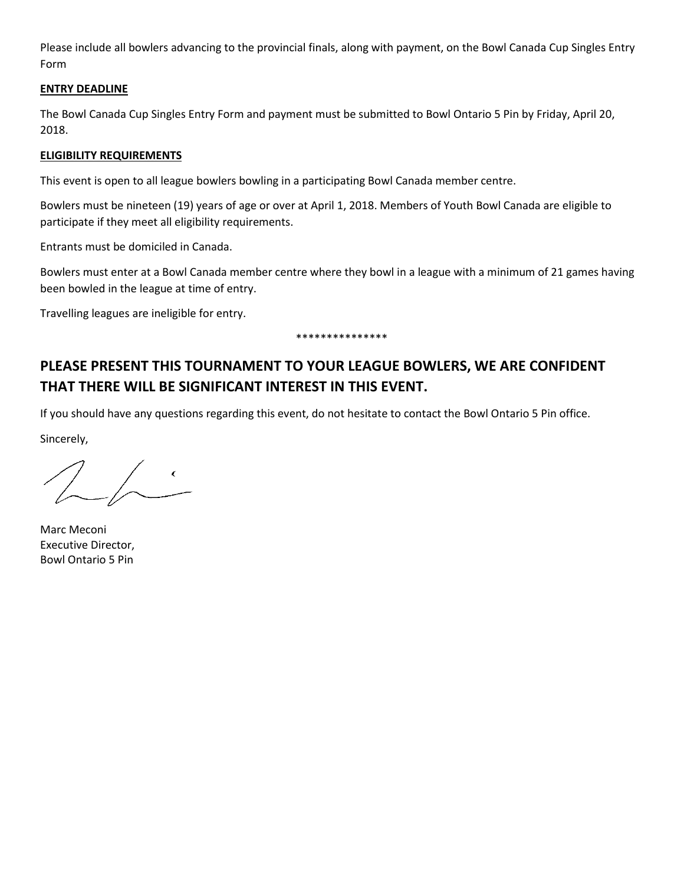Please include all bowlers advancing to the provincial finals, along with payment, on the Bowl Canada Cup Singles Entry Form

**ENTRY DEADLINE**

The Bowl Canada Cup Singles Entry Form and payment must be submitted to Bowl Ontario 5 Pin by Friday, April 20, 2018.

**ELIGIBILITY REQUIREMENTS**

This event is open to all league bowlers bowling in a participating Bowl Canada member centre.

Bowlers must be nineteen (19) years of age or over at April 1, 2018. Members of Youth Bowl Canada are eligible to participate if they meet all eligibility requirements.

Entrants must be domiciled in Canada.

Bowlers must enter at a Bowl Canada member centre where they bowl in a league with a minimum of 21 games having been bowled in the league at time of entry.

Travelling leagues are ineligible for entry.

***************

## PLEASE PRESENT THIS TOURNAMENT TO YOUR LEAGUE BOWLERS, WE ARE CONFIDENT THAT THERE WILL BE SIGNIFICANT INTEREST IN THIS EVENT.

If you should have any questions regarding this event, do not hesitate to contact the Bowl Ontario 5 Pin office.

Sincerely,

Marc Meconi
Executive Director,
Bowl Ontario 5 Pin